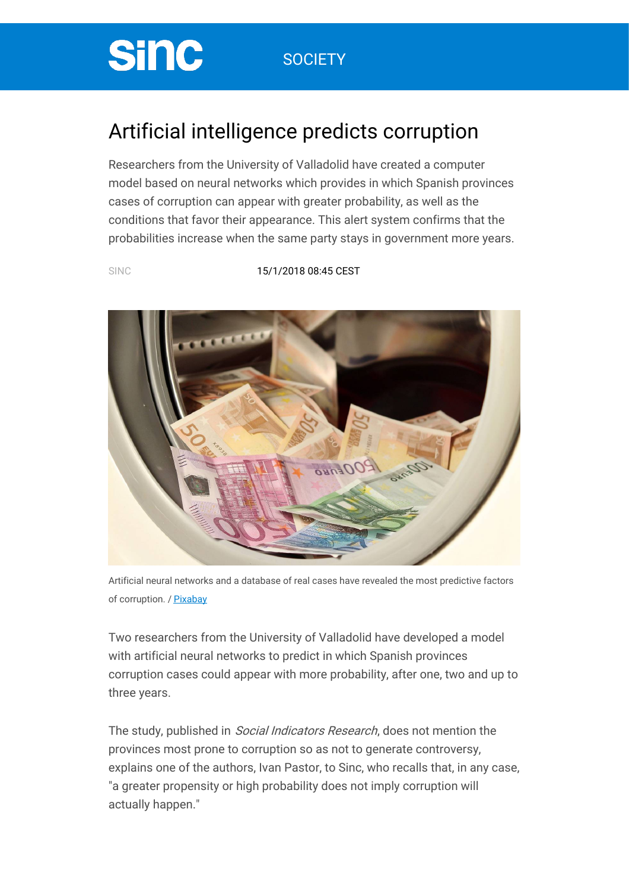sinc SOCIETY

# Artificial intelligence predicts corruption

Researchers from the University of Valladolid have created a computer model based on neural networks which provides in which Spanish provinces cases of corruption can appear with greater probability, as well as the conditions that favor their appearance. This alert system confirms that the probabilities increase when the same party stays in government more years.

SINC 15/1/2018 08:45 CEST

Artificial neural networks and a database of real cases have revealed the most predictive factors of corruption. / Pixabay

Two researchers from the University of Valladolid have developed a model with artificial neural networks to predict in which Spanish provinces corruption cases could appear with more probability, after one, two and up to three years.

The study, published in *Social Indicators Research*, does not mention the provinces most prone to corruption so as not to generate controversy, explains one of the authors, Ivan Pastor, to Sinc, who recalls that, in any case, "a greater propensity or high probability does not imply corruption will actually happen."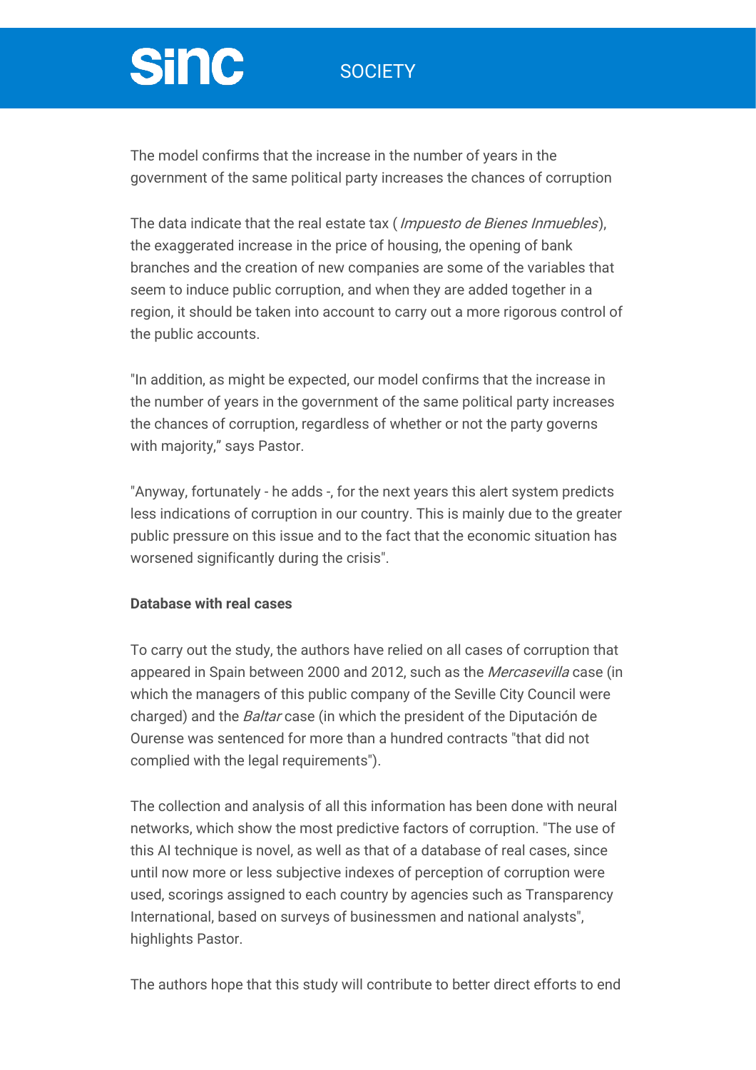The model confirms that the increase in the number of years in the government of the same political party increases the chances of corruption

The data indicate that the real estate tax ( *Impuesto de Bienes Inmuebles*), the exaggerated increase in the price of housing, the opening of bank branches and the creation of new companies are some of the variables that seem to induce public corruption, and when they are added together in a region, it should be taken into account to carry out a more rigorous control of the public accounts.

"In addition, as might be expected, our model confirms that the increase in the number of years in the government of the same political party increases the chances of corruption, regardless of whether or not the party governs with majority," says Pastor.

"Anyway, fortunately - he adds -, for the next years this alert system predicts less indications of corruption in our country. This is mainly due to the greater public pressure on this issue and to the fact that the economic situation has worsened significantly during the crisis".

**Database with real cases**

To carry out the study, the authors have relied on all cases of corruption that appeared in Spain between 2000 and 2012, such as the *Mercasevilla* case (in which the managers of this public company of the Seville City Council were charged) and the *Baltar* case (in which the president of the Diputación de Ourense was sentenced for more than a hundred contracts "that did not complied with the legal requirements").

The collection and analysis of all this information has been done with neural networks, which show the most predictive factors of corruption. "The use of this AI technique is novel, as well as that of a database of real cases, since until now more or less subjective indexes of perception of corruption were used, scorings assigned to each country by agencies such as Transparency International, based on surveys of businessmen and national analysts", highlights Pastor.

The authors hope that this study will contribute to better direct efforts to end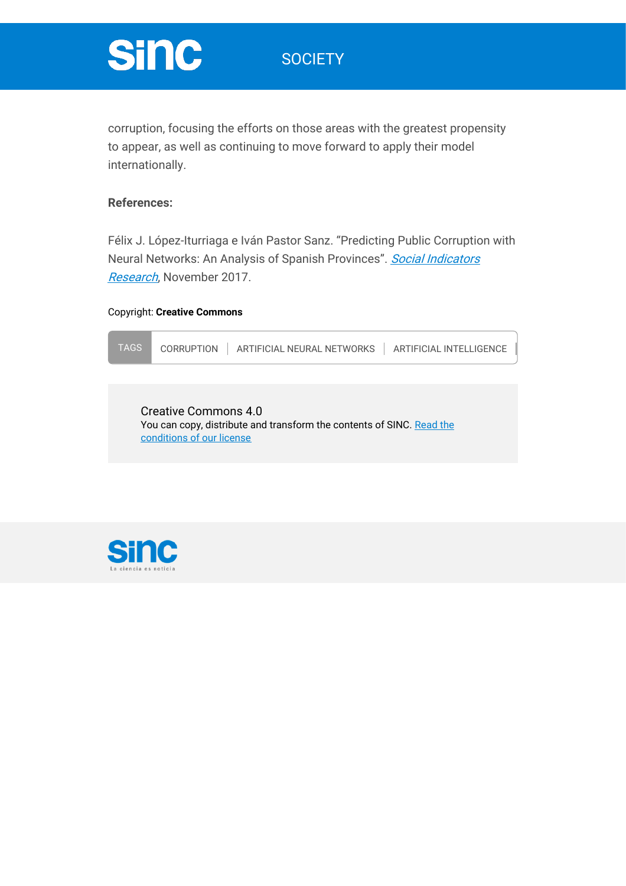corruption, focusing the efforts on those areas with the greatest propensity to appear, as well as continuing to move forward to apply their model internationally.

**References:**

Félix J. López-Iturriaga e Iván Pastor Sanz. "Predicting Public Corruption with Neural Networks: An Analysis of Spanish Provinces". *Social Indicators Research*, November 2017.

Copyright: **Creative Commons**

TAGS: CORRUPTION | ARTIFICIAL NEURAL NETWORKS | ARTIFICIAL INTELLIGENCE

Creative Commons 4.0
You can copy, distribute and transform the contents of SINC. Read the conditions of our license